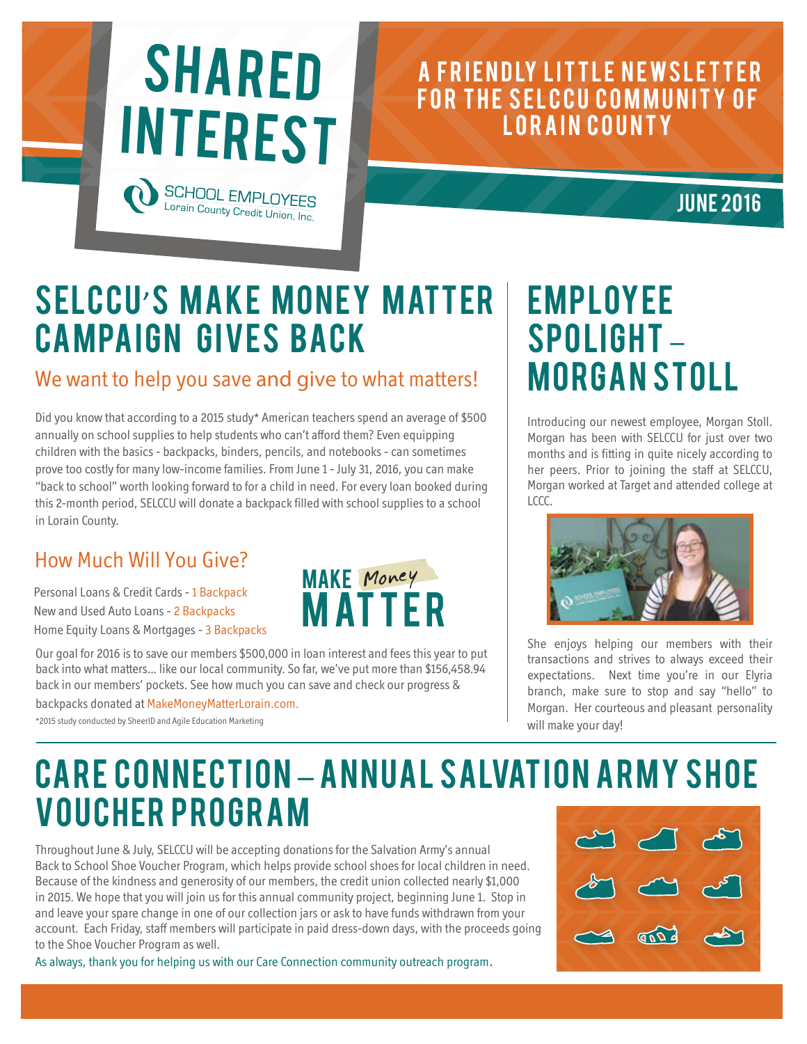# SHARED INTEREST

SCHOOL EMPLOYEES
Lorain County Credit Union, Inc.

A FRIENDLY LITTLE NEWSLETTER FOR THE SELCCU COMMUNITY OF LORAIN COUNTY

JUNE 2016

## SELCCU'S MAKE MONEY MATTER CAMPAIGN GIVES BACK

### We want to help you save and give to what matters!

Did you know that according to a 2015 study* American teachers spend an average of $500 annually on school supplies to help students who can't afford them? Even equipping children with the basics - backpacks, binders, pencils, and notebooks - can sometimes prove too costly for many low-income families. From June 1 - July 31, 2016, you can make "back to school" worth looking forward to for a child in need. For every loan booked during this 2-month period, SELCCU will donate a backpack filled with school supplies to a school in Lorain County.

### How Much Will You Give?

Personal Loans & Credit Cards - 1 Backpack
New and Used Auto Loans - 2 Backpacks
Home Equity Loans & Mortgages - 3 Backpacks

MAKE Money MATTER

Our goal for 2016 is to save our members $500,000 in loan interest and fees this year to put back into what matters... like our local community. So far, we've put more than $156,458.94 back in our members' pockets. See how much you can save and check our progress & backpacks donated at MakeMoneyMatterLorain.com.

*2015 study conducted by SheerID and Agile Education Marketing

## EMPLOYEE SPOLIGHT – MORGAN STOLL

Introducing our newest employee, Morgan Stoll. Morgan has been with SELCCU for just over two months and is fitting in quite nicely according to her peers. Prior to joining the staff at SELCCU, Morgan worked at Target and attended college at LCCC.

She enjoys helping our members with their transactions and strives to always exceed their expectations. Next time you're in our Elyria branch, make sure to stop and say "hello" to Morgan. Her courteous and pleasant personality will make your day!

## CARE CONNECTION – ANNUAL SALVATION ARMY SHOE VOUCHER PROGRAM

Throughout June & July, SELCCU will be accepting donations for the Salvation Army's annual Back to School Shoe Voucher Program, which helps provide school shoes for local children in need. Because of the kindness and generosity of our members, the credit union collected nearly $1,000 in 2015. We hope that you will join us for this annual community project, beginning June 1. Stop in and leave your spare change in one of our collection jars or ask to have funds withdrawn from your account. Each Friday, staff members will participate in paid dress-down days, with the proceeds going to the Shoe Voucher Program as well.

As always, thank you for helping us with our Care Connection community outreach program.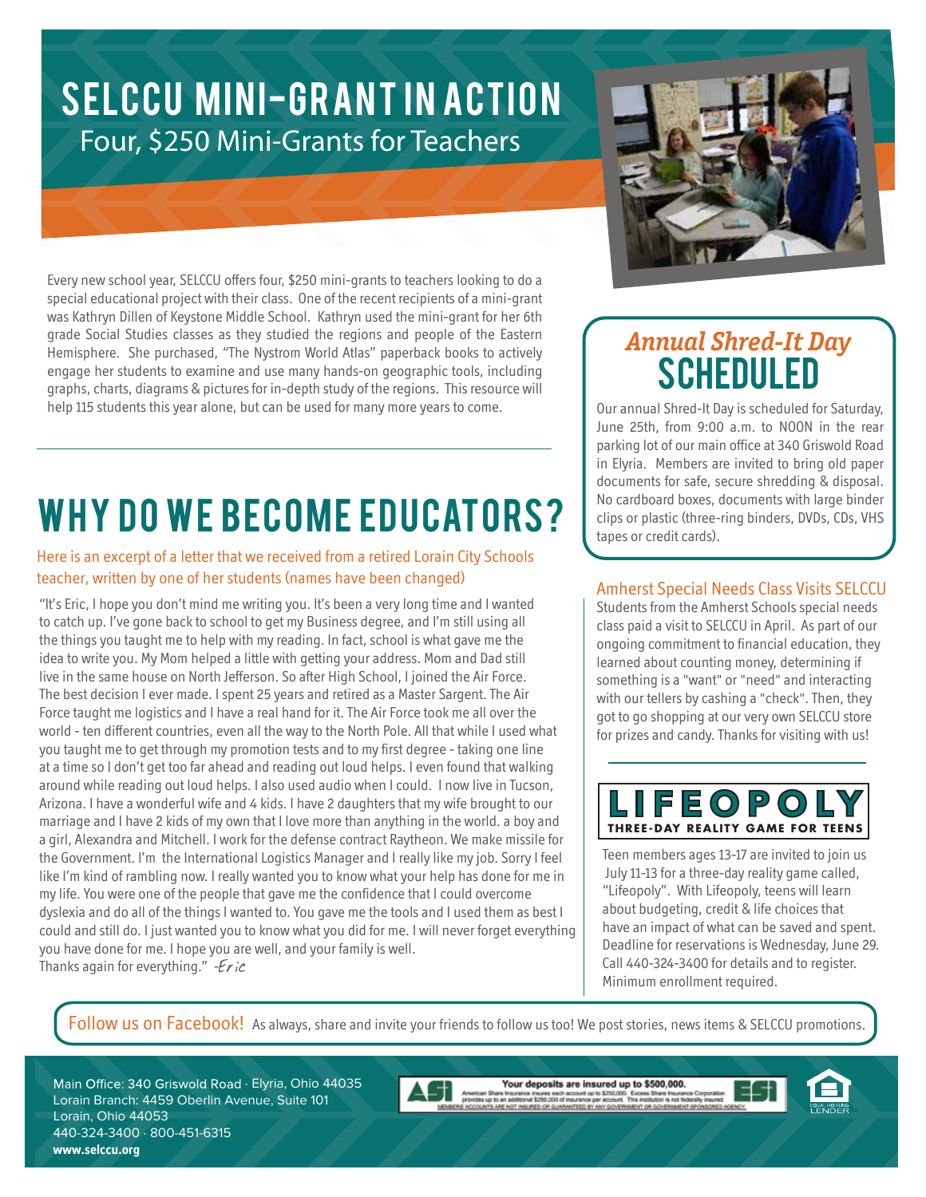# SELCCU MINI-GRANT IN ACTION

## Four, $250 Mini-Grants for Teachers

Every new school year, SELCCU offers four, $250 mini-grants to teachers looking to do a special educational project with their class. One of the recent recipients of a mini-grant was Kathryn Dillen of Keystone Middle School. Kathryn used the mini-grant for her 6th grade Social Studies classes as they studied the regions and people of the Eastern Hemisphere. She purchased, "The Nystrom World Atlas" paperback books to actively engage her students to examine and use many hands-on geographic tools, including graphs, charts, diagrams & pictures for in-depth study of the regions. This resource will help 115 students this year alone, but can be used for many more years to come.

# WHY DO WE BECOME EDUCATORS?

Here is an excerpt of a letter that we received from a retired Lorain City Schools teacher, written by one of her students (names have been changed)

"It's Eric, I hope you don't mind me writing you. It's been a very long time and I wanted to catch up. I've gone back to school to get my Business degree, and I'm still using all the things you taught me to help with my reading. In fact, school is what gave me the idea to write you. My Mom helped a little with getting your address. Mom and Dad still live in the same house on North Jefferson. So after High School, I joined the Air Force. The best decision I ever made. I spent 25 years and retired as a Master Sargent. The Air Force taught me logistics and I have a real hand for it. The Air Force took me all over the world - ten different countries, even all the way to the North Pole. All that while I used what you taught me to get through my promotion tests and to my first degree - taking one line at a time so I don't get too far ahead and reading out loud helps. I even found that walking around while reading out loud helps. I also used audio when I could. I now live in Tucson, Arizona. I have a wonderful wife and 4 kids. I have 2 daughters that my wife brought to our marriage and I have 2 kids of my own that I love more than anything in the world. a boy and a girl, Alexandra and Mitchell. I work for the defense contract Raytheon. We make missile for the Government. I'm the International Logistics Manager and I really like my job. Sorry I feel like I'm kind of rambling now. I really wanted you to know what your help has done for me in my life. You were one of the people that gave me the confidence that I could overcome dyslexia and do all of the things I wanted to. You gave me the tools and I used them as best I could and still do. I just wanted you to know what you did for me. I will never forget everything you have done for me. I hope you are well, and your family is well.
Thanks again for everything." *-Eric*

## *Annual Shred-It Day* SCHEDULED

Our annual Shred-It Day is scheduled for Saturday, June 25th, from 9:00 a.m. to NOON in the rear parking lot of our main office at 340 Griswold Road in Elyria. Members are invited to bring old paper documents for safe, secure shredding & disposal. No cardboard boxes, documents with large binder clips or plastic (three-ring binders, DVDs, CDs, VHS tapes or credit cards).

### Amherst Special Needs Class Visits SELCCU

Students from the Amherst Schools special needs class paid a visit to SELCCU in April. As part of our ongoing commitment to financial education, they learned about counting money, determining if something is a "want" or "need" and interacting with our tellers by cashing a "check". Then, they got to go shopping at our very own SELCCU store for prizes and candy. Thanks for visiting with us!

## LIFEOPOLY

**THREE-DAY REALITY GAME FOR TEENS**

Teen members ages 13-17 are invited to join us July 11-13 for a three-day reality game called, "Lifeopoly". With Lifeopoly, teens will learn about budgeting, credit & life choices that have an impact of what can be saved and spent. Deadline for reservations is Wednesday, June 29. Call 440-324-3400 for details and to register. Minimum enrollment required.

Follow us on Facebook! As always, share and invite your friends to follow us too! We post stories, news items & SELCCU promotions.

Main Office: 340 Griswold Road · Elyria, Ohio 44035
Lorain Branch: 4459 Oberlin Avenue, Suite 101
Lorain, Ohio 44053
440-324-3400 · 800-451-6315
**www.selccu.org**

Your deposits are insured up to $500,000.
American Share Insurance insures each account up to $250,000. Excess Share Insurance Corporation provides up to an additional $250,000 of insurance per account. This institution is not federally insured.
MEMBERS' ACCOUNTS ARE NOT INSURED OR GUARANTEED BY ANY GOVERNMENT OR GOVERNMENT-SPONSORED AGENCY.

EQUAL HOUSING LENDER